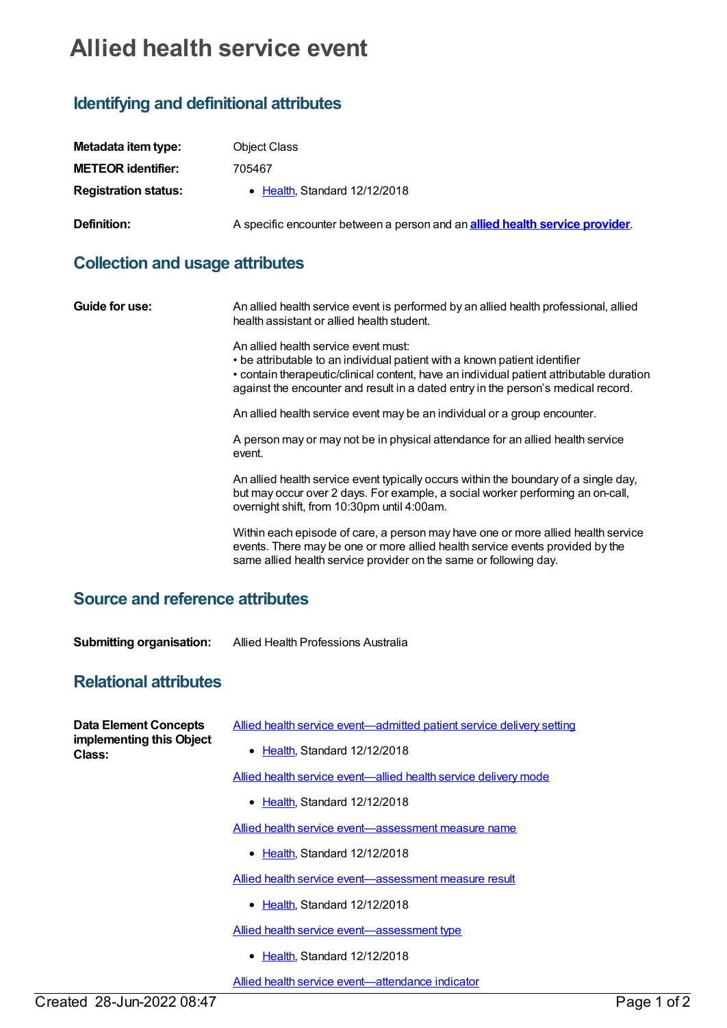# Allied health service event

## Identifying and definitional attributes

**Metadata item type:** Object Class

**METEOR identifier:** 705467

**Registration status:**
- Health, Standard 12/12/2018

**Definition:** A specific encounter between a person and an **allied health service provider**.

## Collection and usage attributes

**Guide for use:**

An allied health service event is performed by an allied health professional, allied health assistant or allied health student.

An allied health service event must:
• be attributable to an individual patient with a known patient identifier
• contain therapeutic/clinical content, have an individual patient attributable duration against the encounter and result in a dated entry in the person's medical record.

An allied health service event may be an individual or a group encounter.

A person may or may not be in physical attendance for an allied health service event.

An allied health service event typically occurs within the boundary of a single day, but may occur over 2 days. For example, a social worker performing an on-call, overnight shift, from 10:30pm until 4:00am.

Within each episode of care, a person may have one or more allied health service events. There may be one or more allied health service events provided by the same allied health service provider on the same or following day.

## Source and reference attributes

**Submitting organisation:** Allied Health Professions Australia

## Relational attributes

**Data Element Concepts implementing this Object Class:**

Allied health service event—admitted patient service delivery setting
- Health, Standard 12/12/2018

Allied health service event—allied health service delivery mode
- Health, Standard 12/12/2018

Allied health service event—assessment measure name
- Health, Standard 12/12/2018

Allied health service event—assessment measure result
- Health, Standard 12/12/2018

Allied health service event—assessment type
- Health, Standard 12/12/2018

Allied health service event—attendance indicator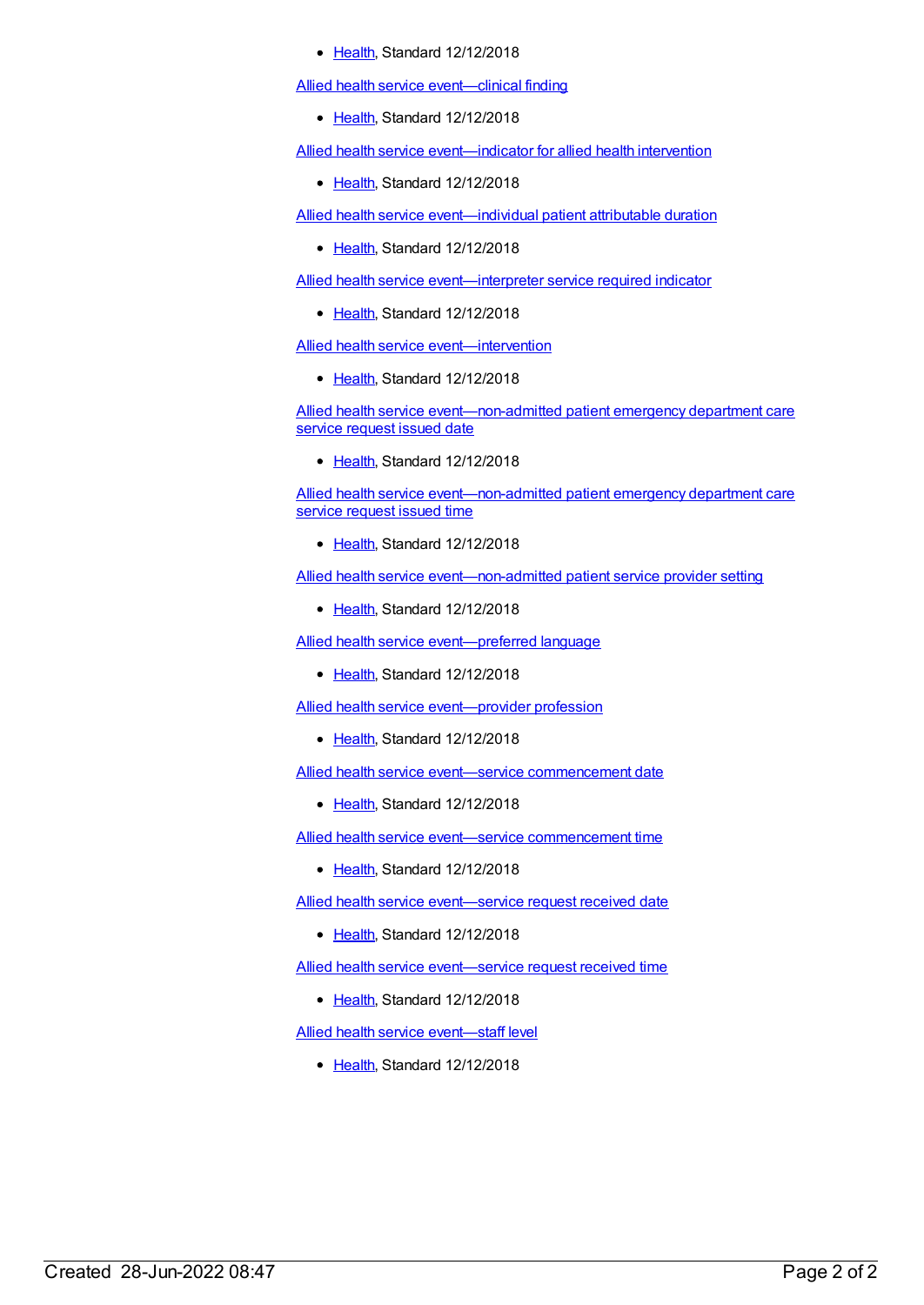- Health, Standard 12/12/2018

Allied health service event—clinical finding

- Health, Standard 12/12/2018

Allied health service event—indicator for allied health intervention

- Health, Standard 12/12/2018

Allied health service event—individual patient attributable duration

- Health, Standard 12/12/2018

Allied health service event—interpreter service required indicator

- Health, Standard 12/12/2018

Allied health service event—intervention

- Health, Standard 12/12/2018

Allied health service event—non-admitted patient emergency department care service request issued date

- Health, Standard 12/12/2018

Allied health service event—non-admitted patient emergency department care service request issued time

- Health, Standard 12/12/2018

Allied health service event—non-admitted patient service provider setting

- Health, Standard 12/12/2018

Allied health service event—preferred language

- Health, Standard 12/12/2018

Allied health service event—provider profession

- Health, Standard 12/12/2018

Allied health service event—service commencement date

- Health, Standard 12/12/2018

Allied health service event—service commencement time

- Health, Standard 12/12/2018

Allied health service event—service request received date

- Health, Standard 12/12/2018

Allied health service event—service request received time

- Health, Standard 12/12/2018

Allied health service event—staff level

- Health, Standard 12/12/2018